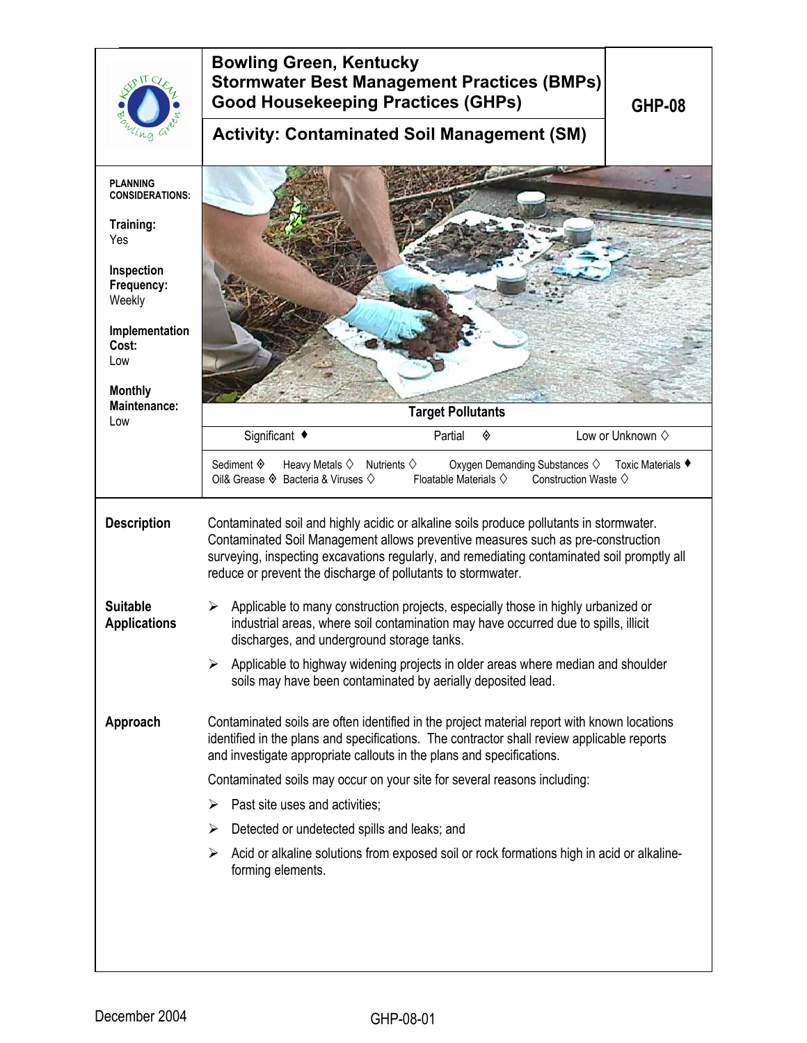# Bowling Green, Kentucky
## Stormwater Best Management Practices (BMPs)
## Good Housekeeping Practices (GHPs)

**GHP-08**

## Activity: Contaminated Soil Management (SM)

**PLANNING CONSIDERATIONS:**

**Training:**
Yes

**Inspection Frequency:**
Weekly

**Implementation Cost:**
Low

**Monthly Maintenance:**
Low

**Target Pollutants**

| Significant ♦ | Partial ◈ | Low or Unknown ◇ |
|---|---|---|

Sediment ◈ Heavy Metals ◇ Nutrients ◇ Oxygen Demanding Substances ◇ Toxic Materials ♦
Oil& Grease ◈ Bacteria & Viruses ◇ Floatable Materials ◇ Construction Waste ◇

### Description

Contaminated soil and highly acidic or alkaline soils produce pollutants in stormwater. Contaminated Soil Management allows preventive measures such as pre-construction surveying, inspecting excavations regularly, and remediating contaminated soil promptly all reduce or prevent the discharge of pollutants to stormwater.

### Suitable Applications

- Applicable to many construction projects, especially those in highly urbanized or industrial areas, where soil contamination may have occurred due to spills, illicit discharges, and underground storage tanks.
- Applicable to highway widening projects in older areas where median and shoulder soils may have been contaminated by aerially deposited lead.

### Approach

Contaminated soils are often identified in the project material report with known locations identified in the plans and specifications. The contractor shall review applicable reports and investigate appropriate callouts in the plans and specifications.

Contaminated soils may occur on your site for several reasons including:

- Past site uses and activities;
- Detected or undetected spills and leaks; and
- Acid or alkaline solutions from exposed soil or rock formations high in acid or alkaline-forming elements.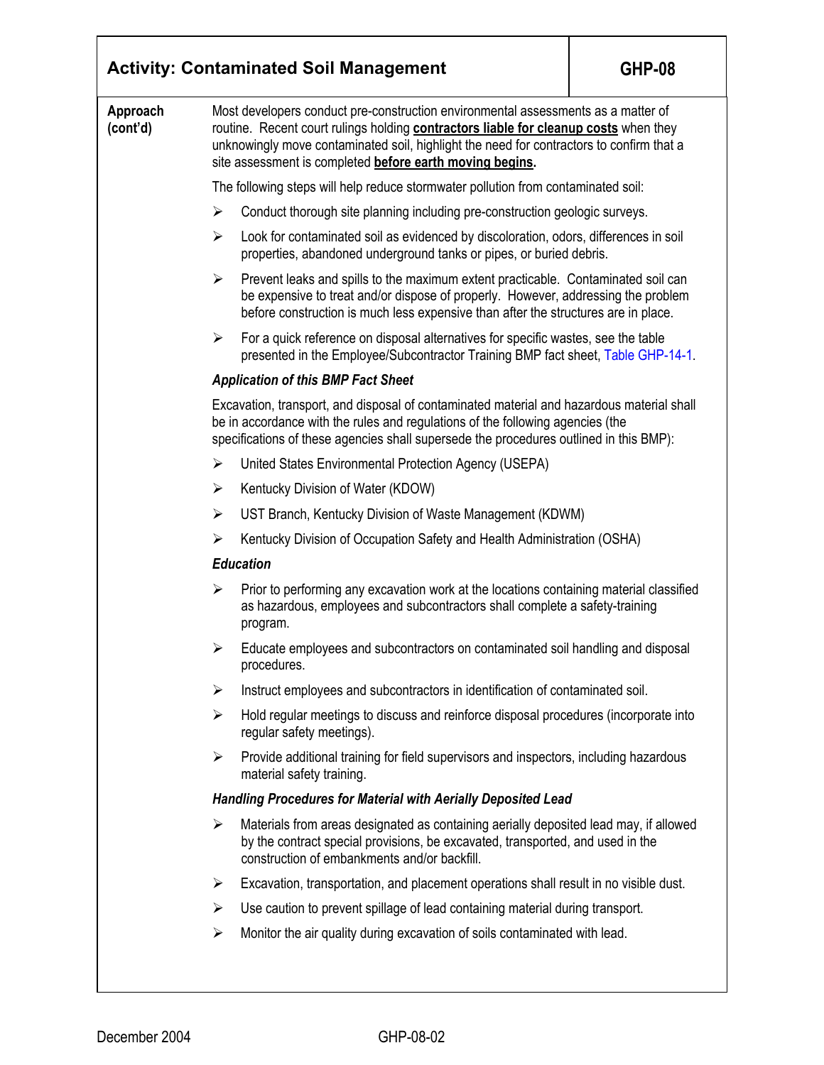## Activity: Contaminated Soil Management — GHP-08

**Approach (cont'd)**

Most developers conduct pre-construction environmental assessments as a matter of routine. Recent court rulings holding **contractors liable for cleanup costs** when they unknowingly move contaminated soil, highlight the need for contractors to confirm that a site assessment is completed **before earth moving begins.**

The following steps will help reduce stormwater pollution from contaminated soil:

- Conduct thorough site planning including pre-construction geologic surveys.
- Look for contaminated soil as evidenced by discoloration, odors, differences in soil properties, abandoned underground tanks or pipes, or buried debris.
- Prevent leaks and spills to the maximum extent practicable. Contaminated soil can be expensive to treat and/or dispose of properly. However, addressing the problem before construction is much less expensive than after the structures are in place.
- For a quick reference on disposal alternatives for specific wastes, see the table presented in the Employee/Subcontractor Training BMP fact sheet, Table GHP-14-1.

### *Application of this BMP Fact Sheet*

Excavation, transport, and disposal of contaminated material and hazardous material shall be in accordance with the rules and regulations of the following agencies (the specifications of these agencies shall supersede the procedures outlined in this BMP):

- United States Environmental Protection Agency (USEPA)
- Kentucky Division of Water (KDOW)
- UST Branch, Kentucky Division of Waste Management (KDWM)
- Kentucky Division of Occupation Safety and Health Administration (OSHA)

### *Education*

- Prior to performing any excavation work at the locations containing material classified as hazardous, employees and subcontractors shall complete a safety-training program.
- Educate employees and subcontractors on contaminated soil handling and disposal procedures.
- Instruct employees and subcontractors in identification of contaminated soil.
- Hold regular meetings to discuss and reinforce disposal procedures (incorporate into regular safety meetings).
- Provide additional training for field supervisors and inspectors, including hazardous material safety training.

### *Handling Procedures for Material with Aerially Deposited Lead*

- Materials from areas designated as containing aerially deposited lead may, if allowed by the contract special provisions, be excavated, transported, and used in the construction of embankments and/or backfill.
- Excavation, transportation, and placement operations shall result in no visible dust.
- Use caution to prevent spillage of lead containing material during transport.
- Monitor the air quality during excavation of soils contaminated with lead.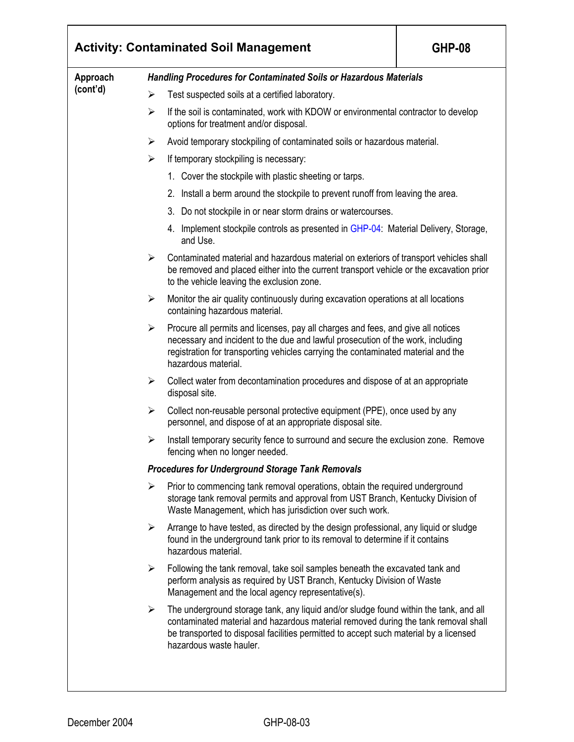## Activity: Contaminated Soil Management | GHP-08

**Approach (cont'd)**

***Handling Procedures for Contaminated Soils or Hazardous Materials***

- Test suspected soils at a certified laboratory.
- If the soil is contaminated, work with KDOW or environmental contractor to develop options for treatment and/or disposal.
- Avoid temporary stockpiling of contaminated soils or hazardous material.
- If temporary stockpiling is necessary:
  1. Cover the stockpile with plastic sheeting or tarps.
  2. Install a berm around the stockpile to prevent runoff from leaving the area.
  3. Do not stockpile in or near storm drains or watercourses.
  4. Implement stockpile controls as presented in GHP-04: Material Delivery, Storage, and Use.
- Contaminated material and hazardous material on exteriors of transport vehicles shall be removed and placed either into the current transport vehicle or the excavation prior to the vehicle leaving the exclusion zone.
- Monitor the air quality continuously during excavation operations at all locations containing hazardous material.
- Procure all permits and licenses, pay all charges and fees, and give all notices necessary and incident to the due and lawful prosecution of the work, including registration for transporting vehicles carrying the contaminated material and the hazardous material.
- Collect water from decontamination procedures and dispose of at an appropriate disposal site.
- Collect non-reusable personal protective equipment (PPE), once used by any personnel, and dispose of at an appropriate disposal site.
- Install temporary security fence to surround and secure the exclusion zone. Remove fencing when no longer needed.

***Procedures for Underground Storage Tank Removals***

- Prior to commencing tank removal operations, obtain the required underground storage tank removal permits and approval from UST Branch, Kentucky Division of Waste Management, which has jurisdiction over such work.
- Arrange to have tested, as directed by the design professional, any liquid or sludge found in the underground tank prior to its removal to determine if it contains hazardous material.
- Following the tank removal, take soil samples beneath the excavated tank and perform analysis as required by UST Branch, Kentucky Division of Waste Management and the local agency representative(s).
- The underground storage tank, any liquid and/or sludge found within the tank, and all contaminated material and hazardous material removed during the tank removal shall be transported to disposal facilities permitted to accept such material by a licensed hazardous waste hauler.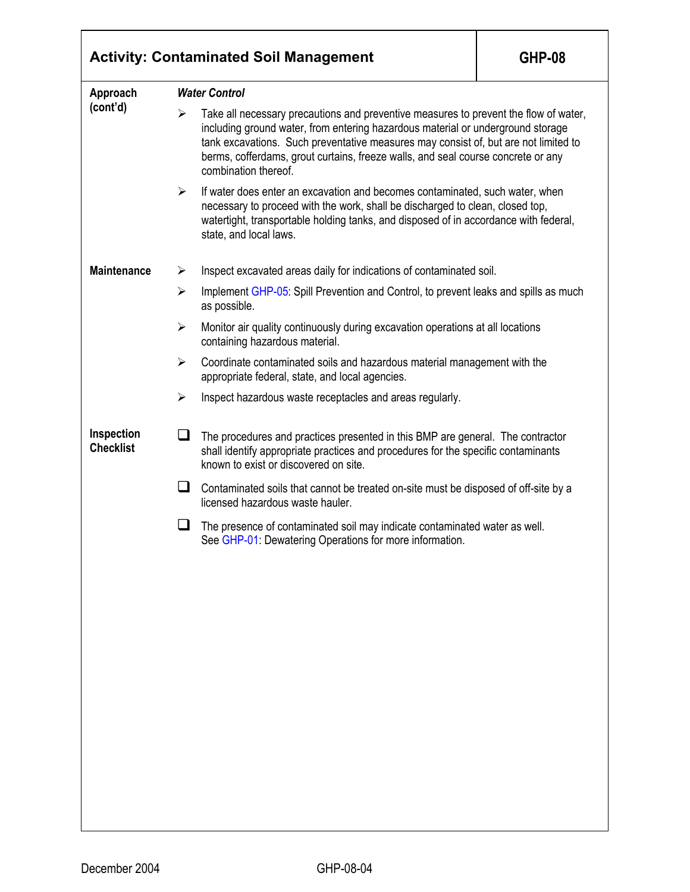## Activity: Contaminated Soil Management — GHP-08

**Approach (cont'd)**

***Water Control***

- Take all necessary precautions and preventive measures to prevent the flow of water, including ground water, from entering hazardous material or underground storage tank excavations. Such preventative measures may consist of, but are not limited to berms, cofferdams, grout curtains, freeze walls, and seal course concrete or any combination thereof.
- If water does enter an excavation and becomes contaminated, such water, when necessary to proceed with the work, shall be discharged to clean, closed top, watertight, transportable holding tanks, and disposed of in accordance with federal, state, and local laws.

**Maintenance**

- Inspect excavated areas daily for indications of contaminated soil.
- Implement GHP-05: Spill Prevention and Control, to prevent leaks and spills as much as possible.
- Monitor air quality continuously during excavation operations at all locations containing hazardous material.
- Coordinate contaminated soils and hazardous material management with the appropriate federal, state, and local agencies.
- Inspect hazardous waste receptacles and areas regularly.

**Inspection Checklist**

- [ ] The procedures and practices presented in this BMP are general. The contractor shall identify appropriate practices and procedures for the specific contaminants known to exist or discovered on site.
- [ ] Contaminated soils that cannot be treated on-site must be disposed of off-site by a licensed hazardous waste hauler.
- [ ] The presence of contaminated soil may indicate contaminated water as well. See GHP-01: Dewatering Operations for more information.